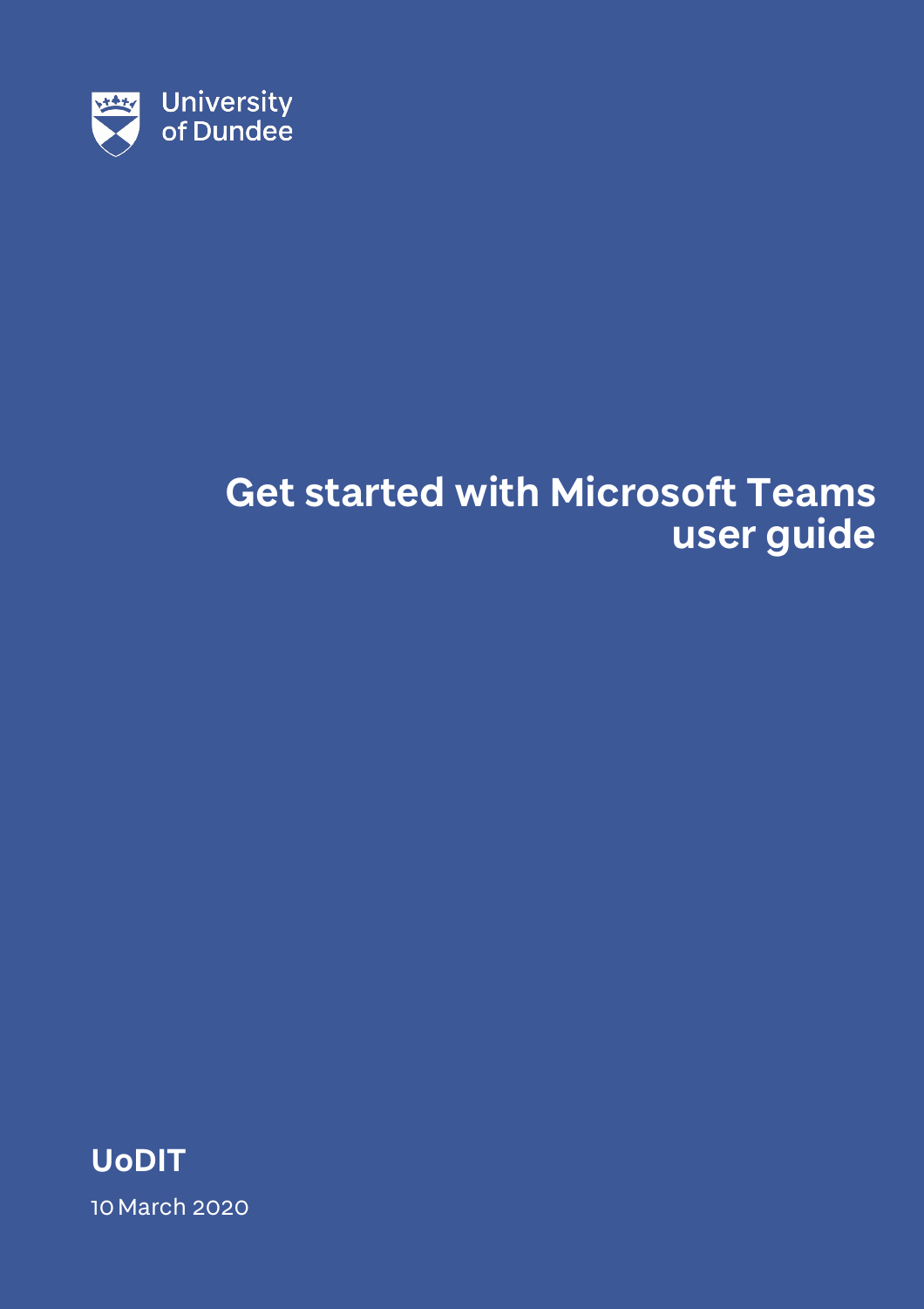University of Dundee

# Get started with Microsoft Teams user guide

**UoDIT**

10 March 2020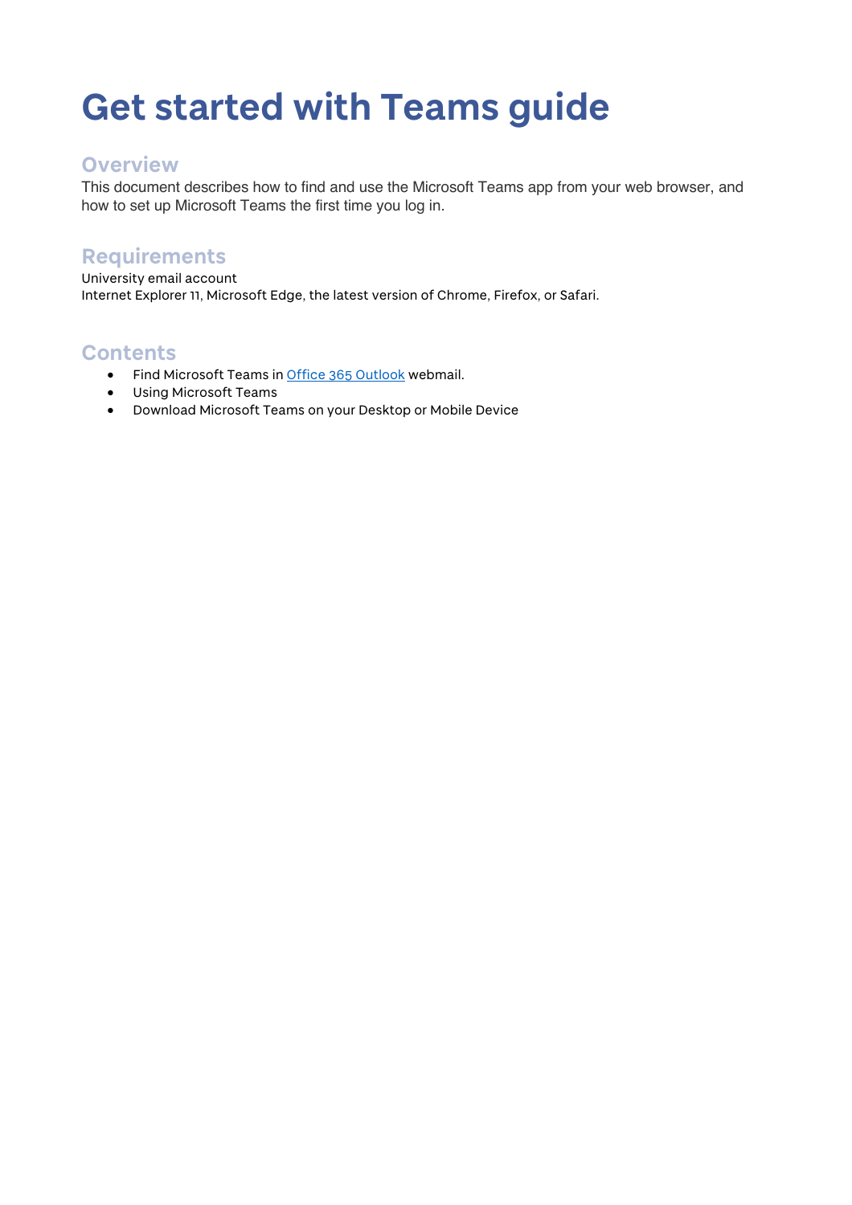# Get started with Teams guide

## Overview

This document describes how to find and use the Microsoft Teams app from your web browser, and how to set up Microsoft Teams the first time you log in.

## Requirements

University email account
Internet Explorer 11, Microsoft Edge, the latest version of Chrome, Firefox, or Safari.

## Contents

- Find Microsoft Teams in Office 365 Outlook webmail.
- Using Microsoft Teams
- Download Microsoft Teams on your Desktop or Mobile Device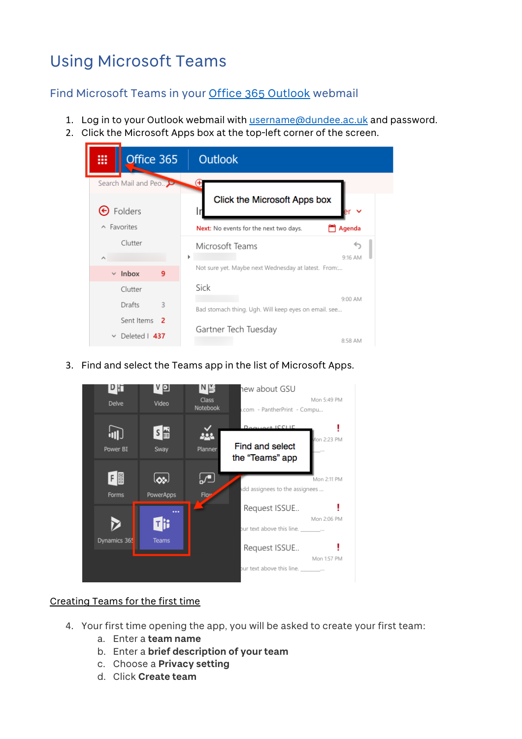# Using Microsoft Teams

## Find Microsoft Teams in your Office 365 Outlook webmail

1. Log in to your Outlook webmail with username@dundee.ac.uk and password.
2. Click the Microsoft Apps box at the top-left corner of the screen.

3. Find and select the Teams app in the list of Microsoft Apps.

Creating Teams for the first time

4. Your first time opening the app, you will be asked to create your first team:
   a. Enter a **team name**
   b. Enter a **brief description of your team**
   c. Choose a **Privacy setting**
   d. Click **Create team**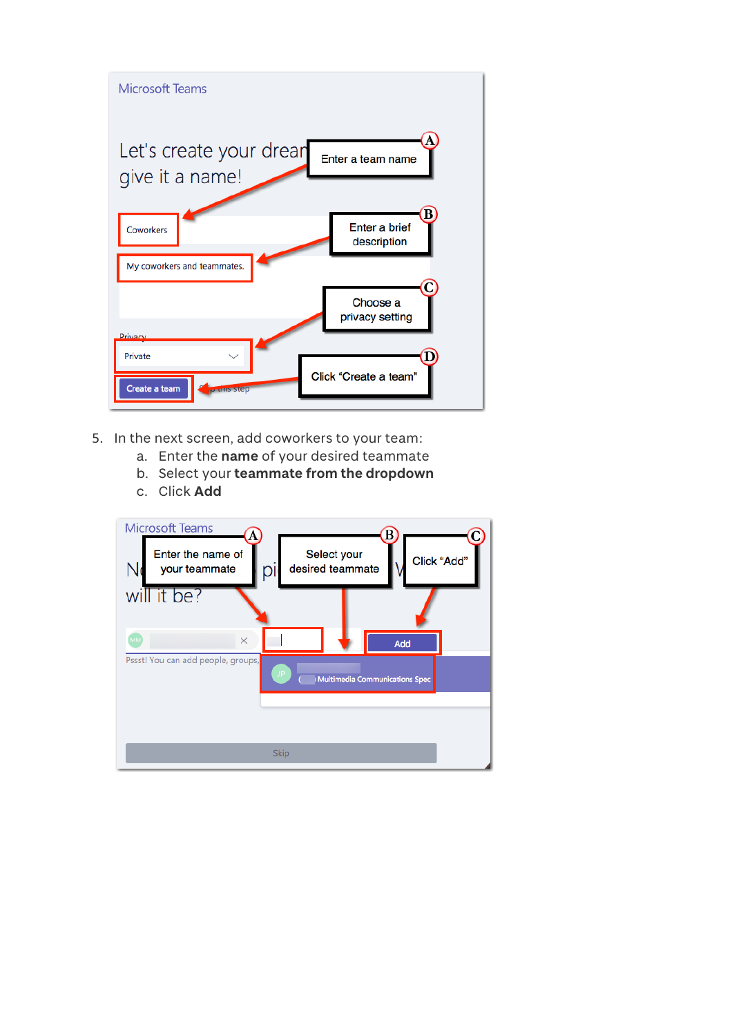5. In the next screen, add coworkers to your team:
    a. Enter the **name** of your desired teammate
    b. Select your **teammate from the dropdown**
    c. Click **Add**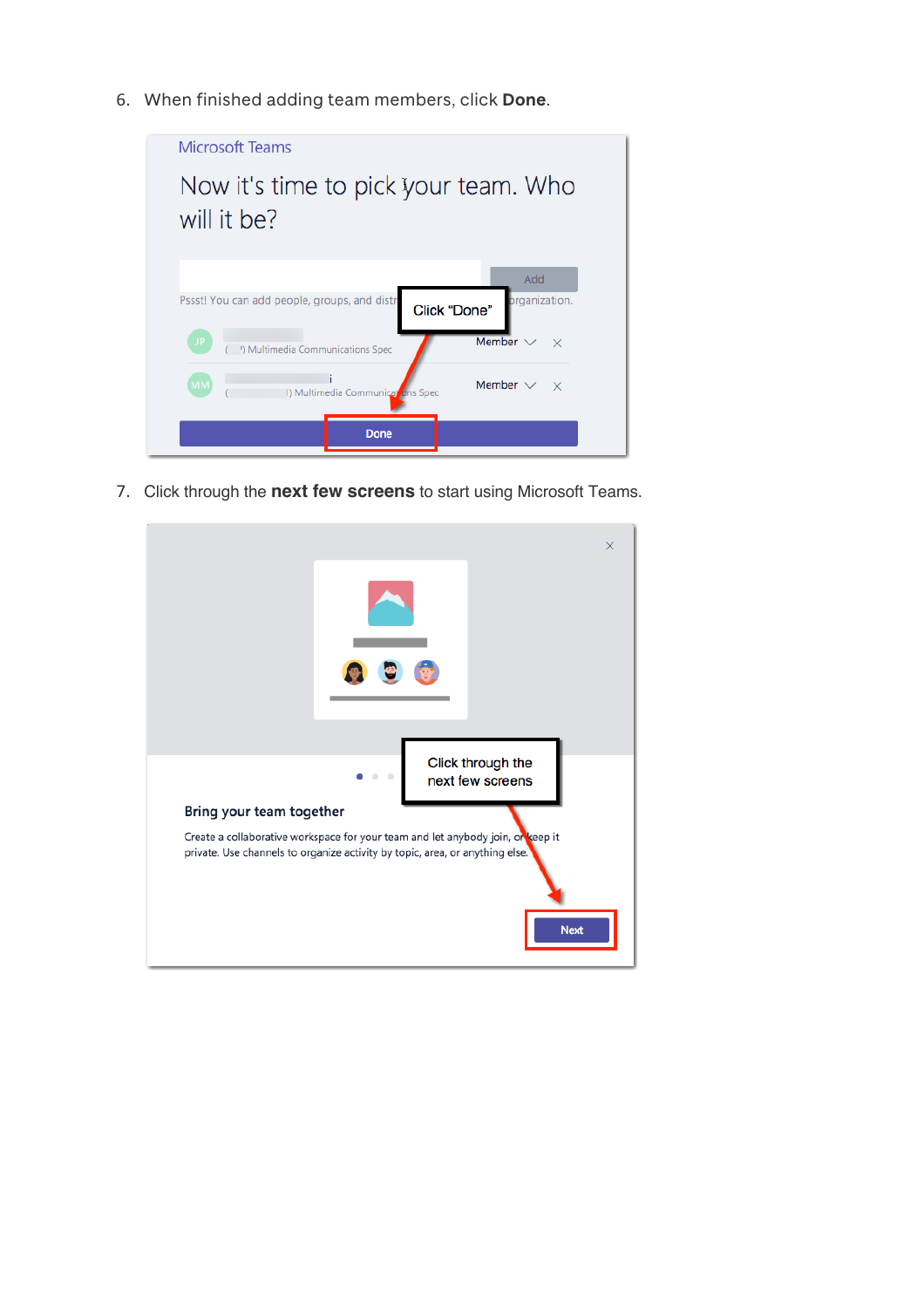6. When finished adding team members, click **Done**.

7. Click through the **next few screens** to start using Microsoft Teams.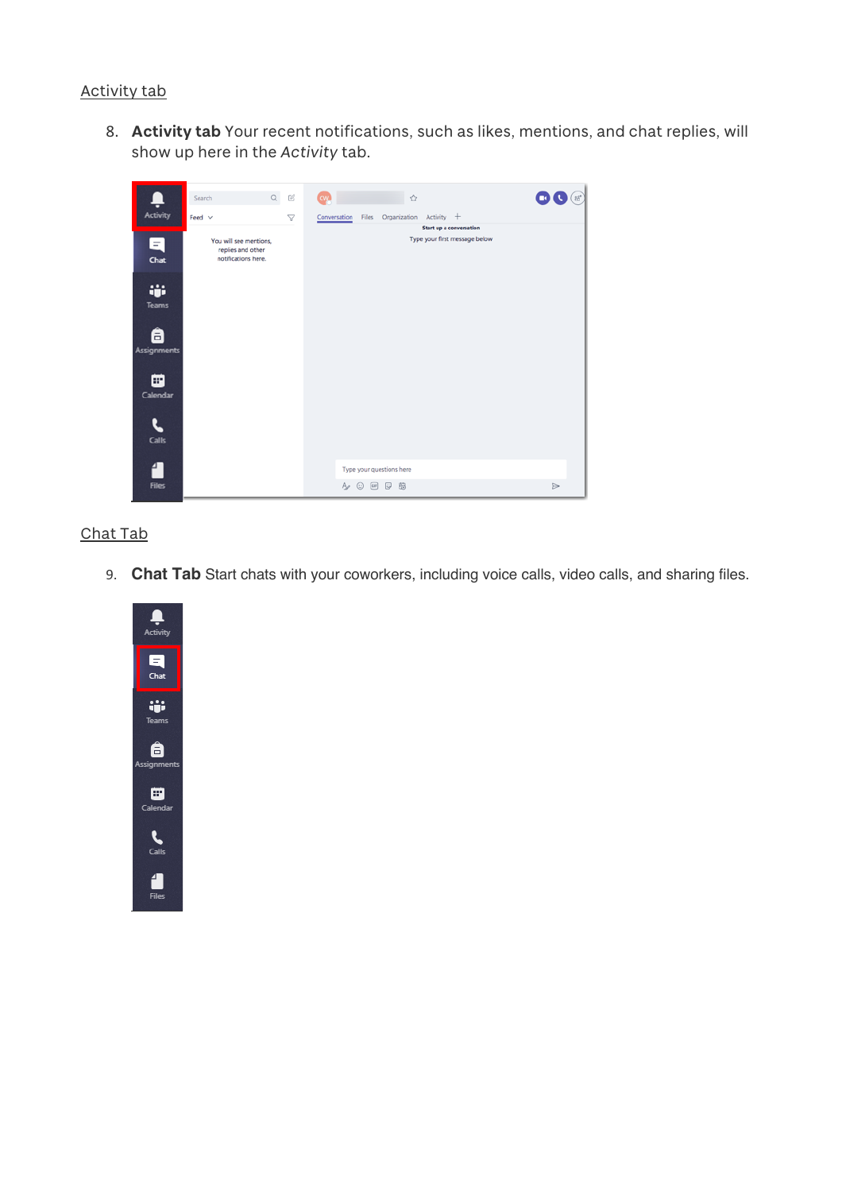Activity tab

8. **Activity tab** Your recent notifications, such as likes, mentions, and chat replies, will show up here in the *Activity* tab.

Chat Tab

9. **Chat Tab** Start chats with your coworkers, including voice calls, video calls, and sharing files.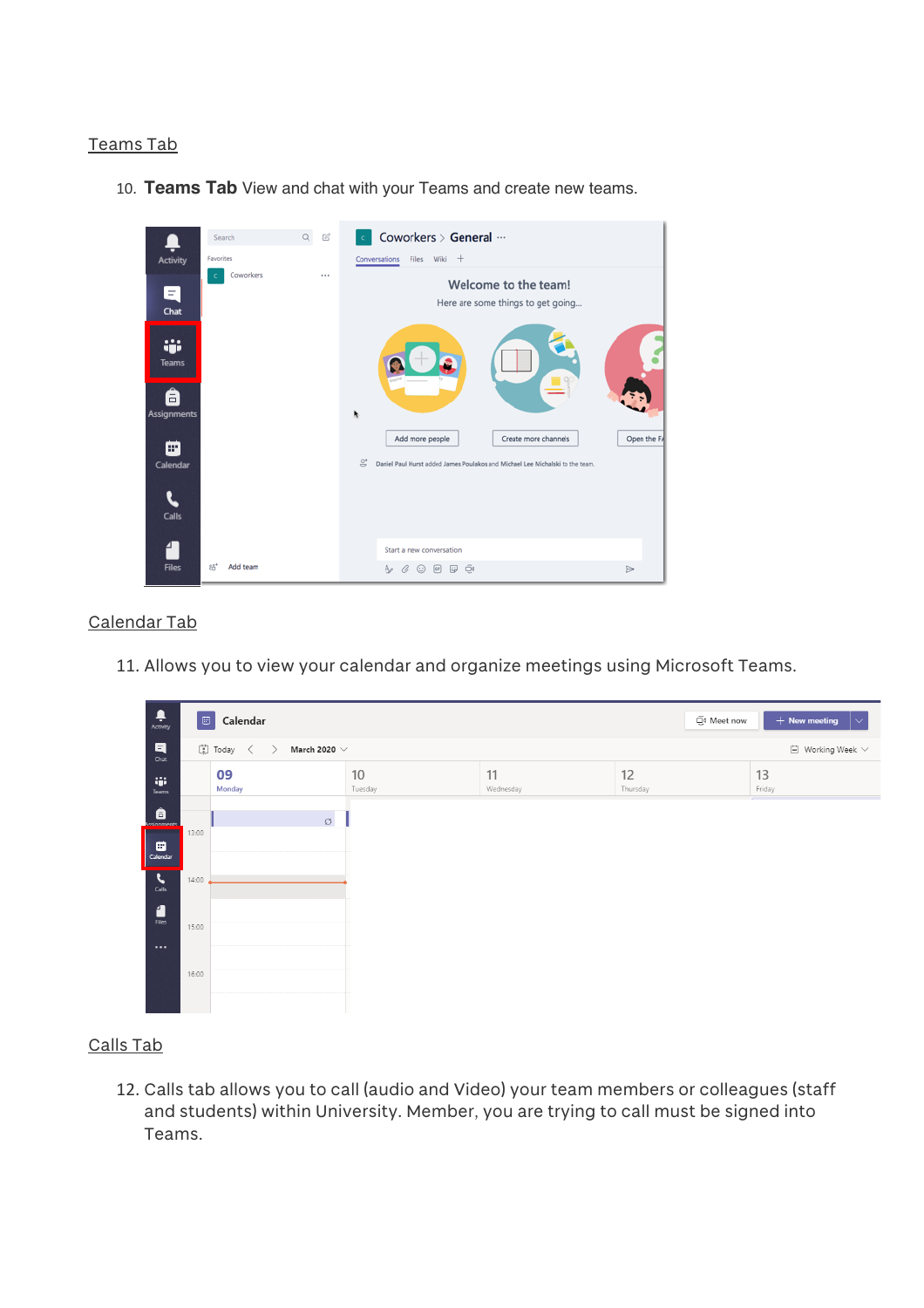Teams Tab

10. **Teams Tab** View and chat with your Teams and create new teams.

Calendar Tab

11. Allows you to view your calendar and organize meetings using Microsoft Teams.

Calls Tab

12. Calls tab allows you to call (audio and Video) your team members or colleagues (staff and students) within University. Member, you are trying to call must be signed into Teams.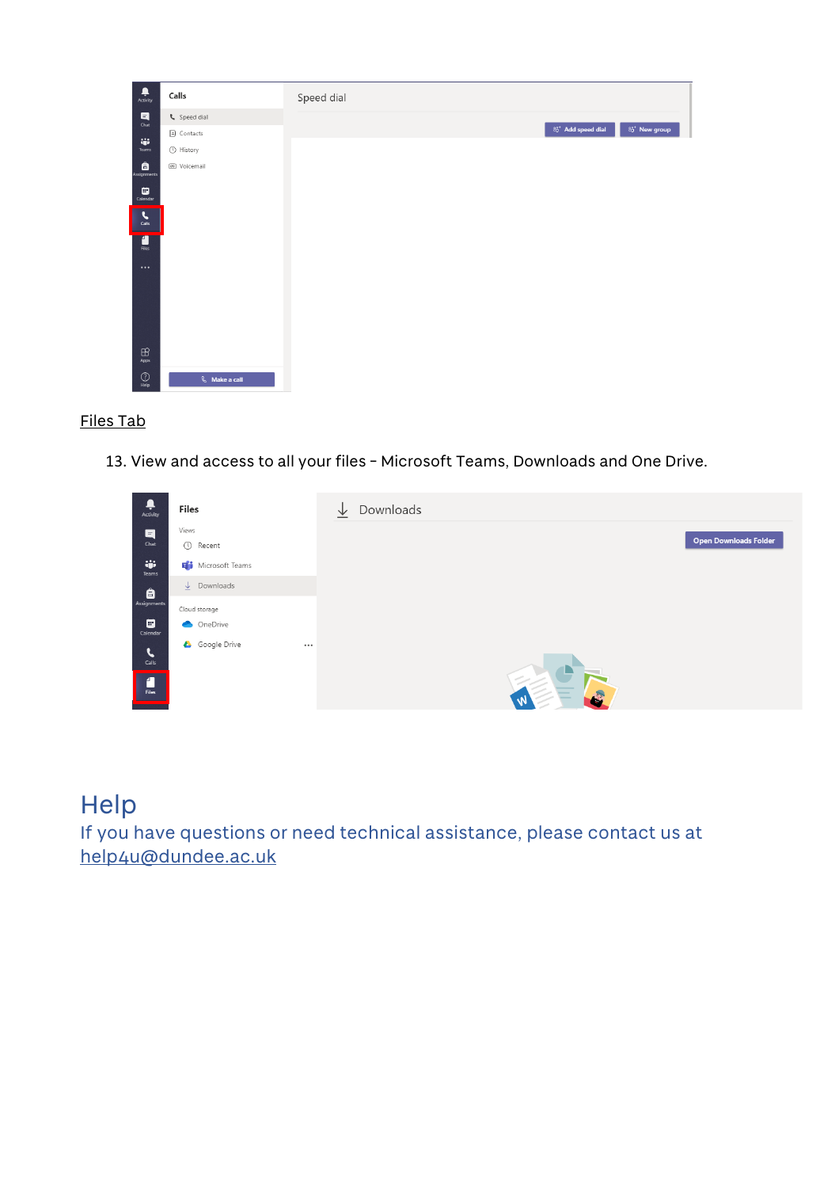Files Tab

13. View and access to all your files - Microsoft Teams, Downloads and One Drive.

# Help

If you have questions or need technical assistance, please contact us at help4u@dundee.ac.uk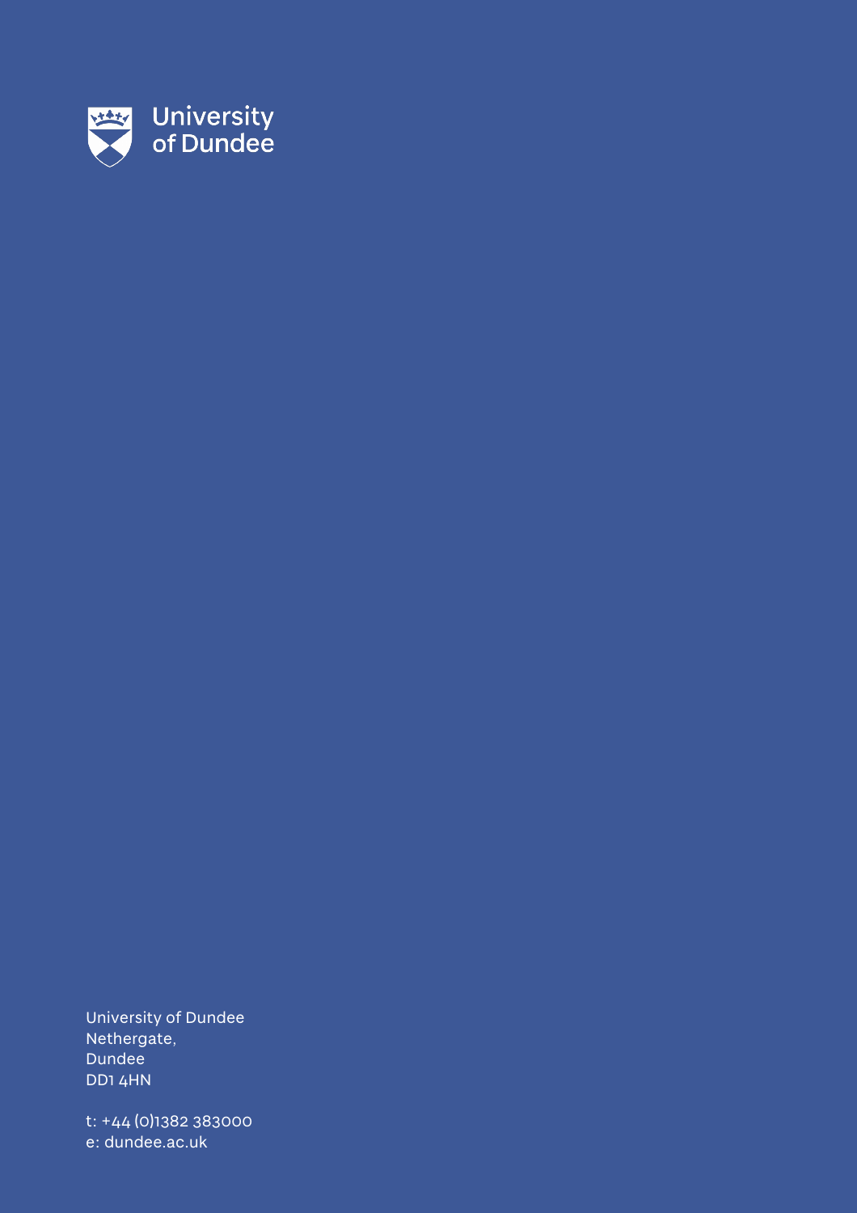University of Dundee

University of Dundee
Nethergate,
Dundee
DD1 4HN

t: +44 (0)1382 383000
e: dundee.ac.uk